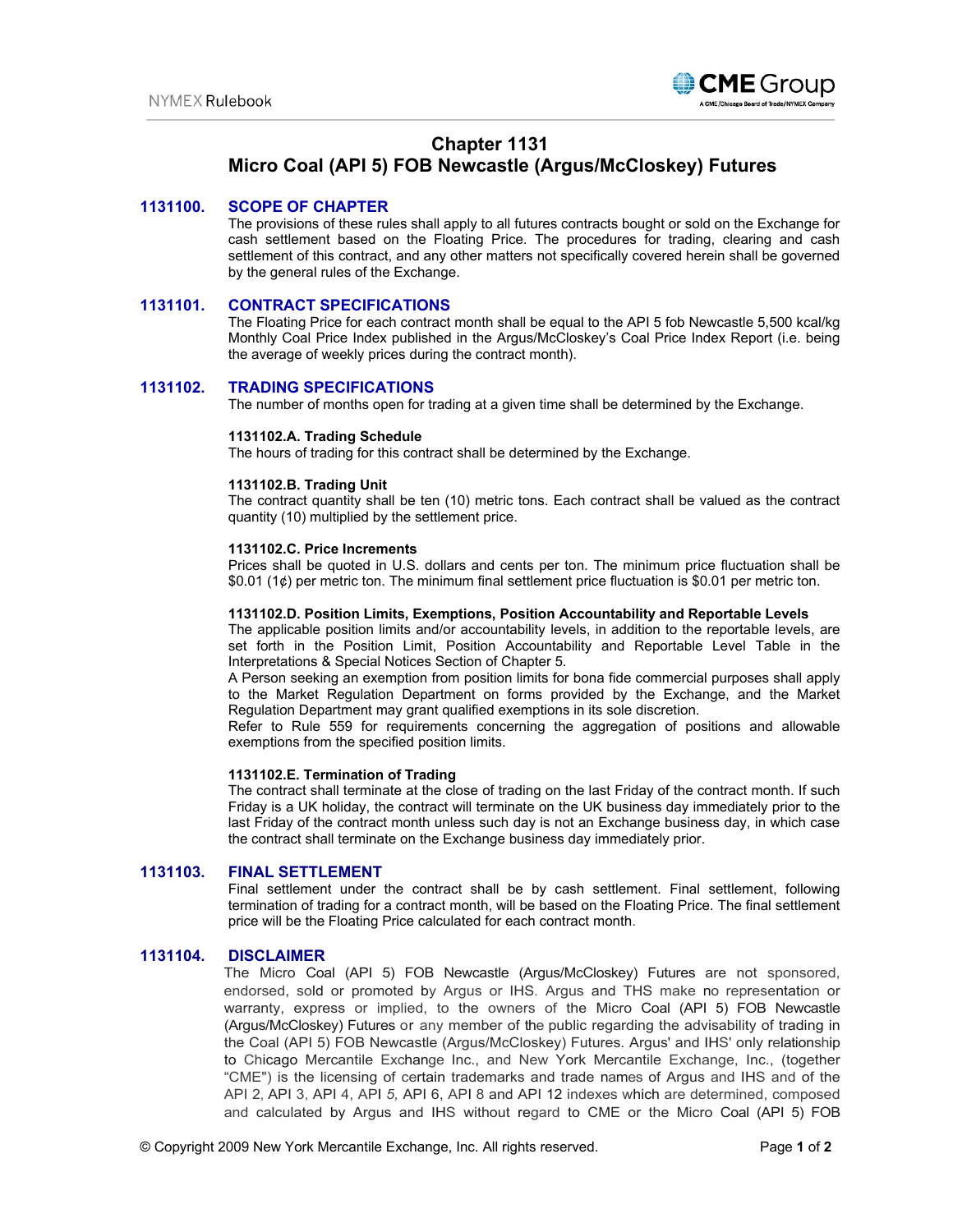# Chapter 1131
# Micro Coal (API 5) FOB Newcastle (Argus/McCloskey) Futures

## 1131100. SCOPE OF CHAPTER

The provisions of these rules shall apply to all futures contracts bought or sold on the Exchange for cash settlement based on the Floating Price. The procedures for trading, clearing and cash settlement of this contract, and any other matters not specifically covered herein shall be governed by the general rules of the Exchange.

## 1131101. CONTRACT SPECIFICATIONS

The Floating Price for each contract month shall be equal to the API 5 fob Newcastle 5,500 kcal/kg Monthly Coal Price Index published in the Argus/McCloskey's Coal Price Index Report (i.e. being the average of weekly prices during the contract month).

## 1131102. TRADING SPECIFICATIONS

The number of months open for trading at a given time shall be determined by the Exchange.

### 1131102.A. Trading Schedule

The hours of trading for this contract shall be determined by the Exchange.

### 1131102.B. Trading Unit

The contract quantity shall be ten (10) metric tons. Each contract shall be valued as the contract quantity (10) multiplied by the settlement price.

### 1131102.C. Price Increments

Prices shall be quoted in U.S. dollars and cents per ton. The minimum price fluctuation shall be $0.01 (1¢) per metric ton. The minimum final settlement price fluctuation is $0.01 per metric ton.

### 1131102.D. Position Limits, Exemptions, Position Accountability and Reportable Levels

The applicable position limits and/or accountability levels, in addition to the reportable levels, are set forth in the Position Limit, Position Accountability and Reportable Level Table in the Interpretations & Special Notices Section of Chapter 5.

A Person seeking an exemption from position limits for bona fide commercial purposes shall apply to the Market Regulation Department on forms provided by the Exchange, and the Market Regulation Department may grant qualified exemptions in its sole discretion.

Refer to Rule 559 for requirements concerning the aggregation of positions and allowable exemptions from the specified position limits.

### 1131102.E. Termination of Trading

The contract shall terminate at the close of trading on the last Friday of the contract month. If such Friday is a UK holiday, the contract will terminate on the UK business day immediately prior to the last Friday of the contract month unless such day is not an Exchange business day, in which case the contract shall terminate on the Exchange business day immediately prior.

## 1131103. FINAL SETTLEMENT

Final settlement under the contract shall be by cash settlement. Final settlement, following termination of trading for a contract month, will be based on the Floating Price. The final settlement price will be the Floating Price calculated for each contract month.

## 1131104. DISCLAIMER

The Micro Coal (API 5) FOB Newcastle (Argus/McCloskey) Futures are not sponsored, endorsed, sold or promoted by Argus or IHS. Argus and THS make no representation or warranty, express or implied, to the owners of the Micro Coal (API 5) FOB Newcastle (Argus/McCloskey) Futures or any member of the public regarding the advisability of trading in the Coal (API 5) FOB Newcastle (Argus/McCloskey) Futures. Argus' and IHS' only relationship to Chicago Mercantile Exchange Inc., and New York Mercantile Exchange, Inc., (together "CME") is the licensing of certain trademarks and trade names of Argus and IHS and of the API 2, API 3, API 4, API *5,* API 6, API 8 and API 12 indexes which are determined, composed and calculated by Argus and IHS without regard to CME or the Micro Coal (API 5) FOB

© Copyright 2009 New York Mercantile Exchange, Inc. All rights reserved.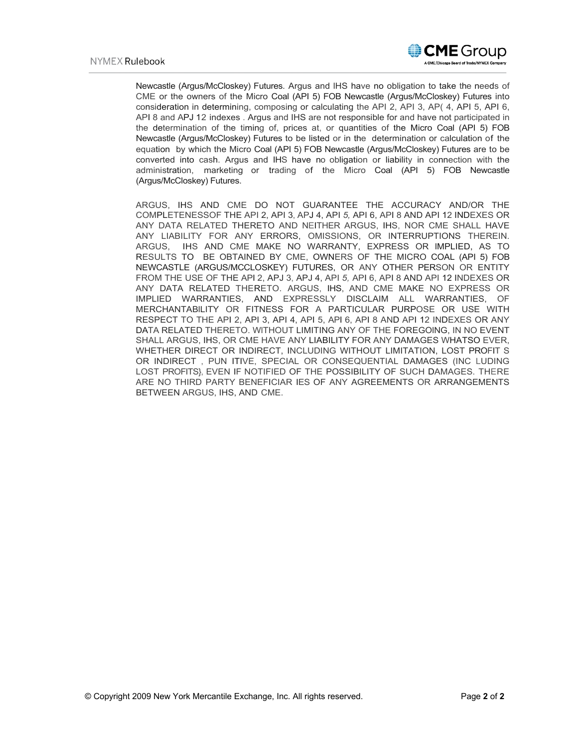Newcastle (Argus/McCloskey) Futures. Argus and IHS have no obligation to take the needs of CME or the owners of the Micro Coal (API 5) FOB Newcastle (Argus/McCloskey) Futures into consideration in determining, composing or calculating the API 2, API 3, AP( 4, API 5, API 6, API 8 and APJ 12 indexes . Argus and IHS are not responsible for and have not participated in the determination of the timing of, prices at, or quantities of the Micro Coal (API 5) FOB Newcastle (Argus/McCloskey) Futures to be listed or in the determination or calculation of the equation by which the Micro Coal (API 5) FOB Newcastle (Argus/McCloskey) Futures are to be converted into cash. Argus and IHS have no obligation or liability in connection with the administration, marketing or trading of the Micro Coal (API 5) FOB Newcastle (Argus/McCloskey) Futures.

ARGUS, IHS AND CME DO NOT GUARANTEE THE ACCURACY AND/OR THE COMPLETENESSOF THE API 2, API 3, APJ 4, API *5,* API 6, API 8 AND API 12 INDEXES OR ANY DATA RELATED THERETO AND NEITHER ARGUS, IHS, NOR CME SHALL HAVE ANY LIABILITY FOR ANY ERRORS, OMISSIONS, OR INTERRUPTIONS THEREIN. ARGUS, IHS AND CME MAKE NO WARRANTY, EXPRESS OR IMPLIED, AS TO RESULTS TO BE OBTAINED BY CME, OWNERS OF THE MICRO COAL (API 5) FOB NEWCASTLE (ARGUS/MCCLOSKEY) FUTURES, OR ANY OTHER PERSON OR ENTITY FROM THE USE OF THE API 2, APJ 3, APJ 4, API *5,* API 6, API 8 AND API 12 INDEXES OR ANY DATA RELATED THERETO. ARGUS, IHS, AND CME MAKE NO EXPRESS OR IMPLIED WARRANTIES, AND EXPRESSLY DISCLAIM ALL WARRANTIES, OF MERCHANTABILITY OR FITNESS FOR A PARTICULAR PURPOSE OR USE WITH RESPECT TO THE API 2, API 3, API 4, API 5, API 6, API 8 AND API 12 INDEXES OR ANY DATA RELATED THERETO. WITHOUT LIMITING ANY OF THE FOREGOING, IN NO EVENT SHALL ARGUS, IHS, OR CME HAVE ANY LIABILITY FOR ANY DAMAGES WHATSO EVER, WHETHER DIRECT OR INDIRECT, INCLUDING WITHOUT LIMITATION, LOST PROFIT S OR INDIRECT , PUN ITIVE, SPECIAL OR CONSEQUENTIAL DAMAGES (INC LUDING LOST PROFITS}, EVEN IF NOTIFIED OF THE POSSIBILITY OF SUCH DAMAGES. THERE ARE NO THIRD PARTY BENEFICIAR IES OF ANY AGREEMENTS OR ARRANGEMENTS BETWEEN ARGUS, IHS, AND CME.